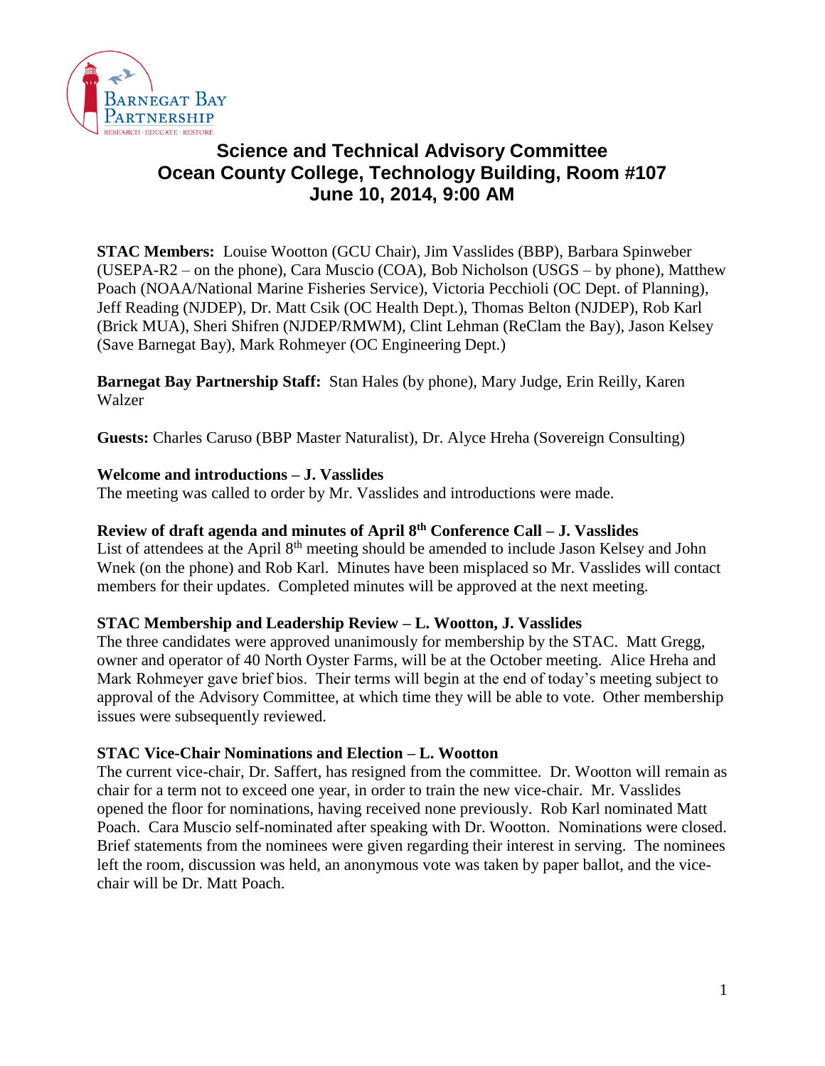# Science and Technical Advisory Committee
# Ocean County College, Technology Building, Room #107
# June 10, 2014, 9:00 AM

**STAC Members:** Louise Wootton (GCU Chair), Jim Vasslides (BBP), Barbara Spinweber (USEPA-R2 – on the phone), Cara Muscio (COA), Bob Nicholson (USGS – by phone), Matthew Poach (NOAA/National Marine Fisheries Service), Victoria Pecchioli (OC Dept. of Planning), Jeff Reading (NJDEP), Dr. Matt Csik (OC Health Dept.), Thomas Belton (NJDEP), Rob Karl (Brick MUA), Sheri Shifren (NJDEP/RMWM), Clint Lehman (ReClam the Bay), Jason Kelsey (Save Barnegat Bay), Mark Rohmeyer (OC Engineering Dept.)

**Barnegat Bay Partnership Staff:** Stan Hales (by phone), Mary Judge, Erin Reilly, Karen Walzer

**Guests:** Charles Caruso (BBP Master Naturalist), Dr. Alyce Hreha (Sovereign Consulting)

**Welcome and introductions – J. Vasslides**
The meeting was called to order by Mr. Vasslides and introductions were made.

**Review of draft agenda and minutes of April 8th Conference Call – J. Vasslides**
List of attendees at the April 8th meeting should be amended to include Jason Kelsey and John Wnek (on the phone) and Rob Karl. Minutes have been misplaced so Mr. Vasslides will contact members for their updates. Completed minutes will be approved at the next meeting.

**STAC Membership and Leadership Review – L. Wootton, J. Vasslides**
The three candidates were approved unanimously for membership by the STAC. Matt Gregg, owner and operator of 40 North Oyster Farms, will be at the October meeting. Alice Hreha and Mark Rohmeyer gave brief bios. Their terms will begin at the end of today's meeting subject to approval of the Advisory Committee, at which time they will be able to vote. Other membership issues were subsequently reviewed.

**STAC Vice-Chair Nominations and Election – L. Wootton**
The current vice-chair, Dr. Saffert, has resigned from the committee. Dr. Wootton will remain as chair for a term not to exceed one year, in order to train the new vice-chair. Mr. Vasslides opened the floor for nominations, having received none previously. Rob Karl nominated Matt Poach. Cara Muscio self-nominated after speaking with Dr. Wootton. Nominations were closed. Brief statements from the nominees were given regarding their interest in serving. The nominees left the room, discussion was held, an anonymous vote was taken by paper ballot, and the vice-chair will be Dr. Matt Poach.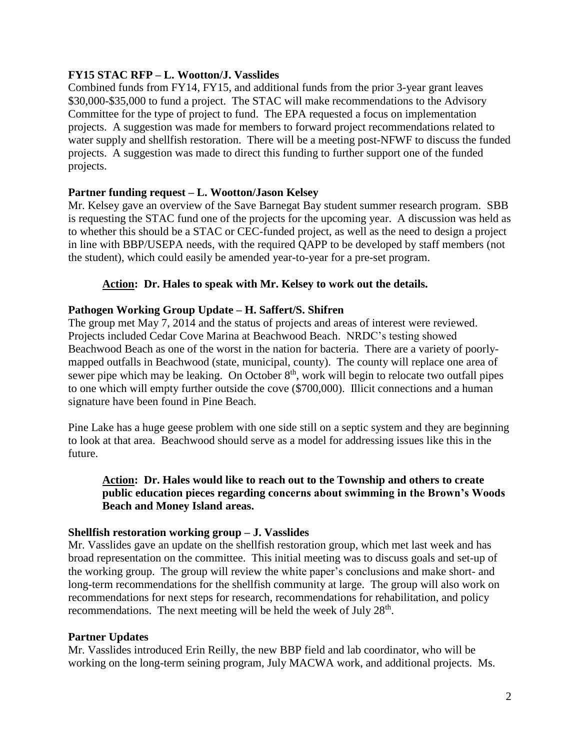**FY15 STAC RFP – L. Wootton/J. Vasslides**

Combined funds from FY14, FY15, and additional funds from the prior 3-year grant leaves \$30,000-\$35,000 to fund a project. The STAC will make recommendations to the Advisory Committee for the type of project to fund. The EPA requested a focus on implementation projects. A suggestion was made for members to forward project recommendations related to water supply and shellfish restoration. There will be a meeting post-NFWF to discuss the funded projects. A suggestion was made to direct this funding to further support one of the funded projects.

**Partner funding request – L. Wootton/Jason Kelsey**

Mr. Kelsey gave an overview of the Save Barnegat Bay student summer research program. SBB is requesting the STAC fund one of the projects for the upcoming year. A discussion was held as to whether this should be a STAC or CEC-funded project, as well as the need to design a project in line with BBP/USEPA needs, with the required QAPP to be developed by staff members (not the student), which could easily be amended year-to-year for a pre-set program.

> **Action: Dr. Hales to speak with Mr. Kelsey to work out the details.**

**Pathogen Working Group Update – H. Saffert/S. Shifren**

The group met May 7, 2014 and the status of projects and areas of interest were reviewed. Projects included Cedar Cove Marina at Beachwood Beach. NRDC's testing showed Beachwood Beach as one of the worst in the nation for bacteria. There are a variety of poorly-mapped outfalls in Beachwood (state, municipal, county). The county will replace one area of sewer pipe which may be leaking. On October 8th, work will begin to relocate two outfall pipes to one which will empty further outside the cove (\$700,000). Illicit connections and a human signature have been found in Pine Beach.

Pine Lake has a huge geese problem with one side still on a septic system and they are beginning to look at that area. Beachwood should serve as a model for addressing issues like this in the future.

> **Action: Dr. Hales would like to reach out to the Township and others to create public education pieces regarding concerns about swimming in the Brown's Woods Beach and Money Island areas.**

**Shellfish restoration working group – J. Vasslides**

Mr. Vasslides gave an update on the shellfish restoration group, which met last week and has broad representation on the committee. This initial meeting was to discuss goals and set-up of the working group. The group will review the white paper's conclusions and make short- and long-term recommendations for the shellfish community at large. The group will also work on recommendations for next steps for research, recommendations for rehabilitation, and policy recommendations. The next meeting will be held the week of July 28th.

**Partner Updates**

Mr. Vasslides introduced Erin Reilly, the new BBP field and lab coordinator, who will be working on the long-term seining program, July MACWA work, and additional projects. Ms.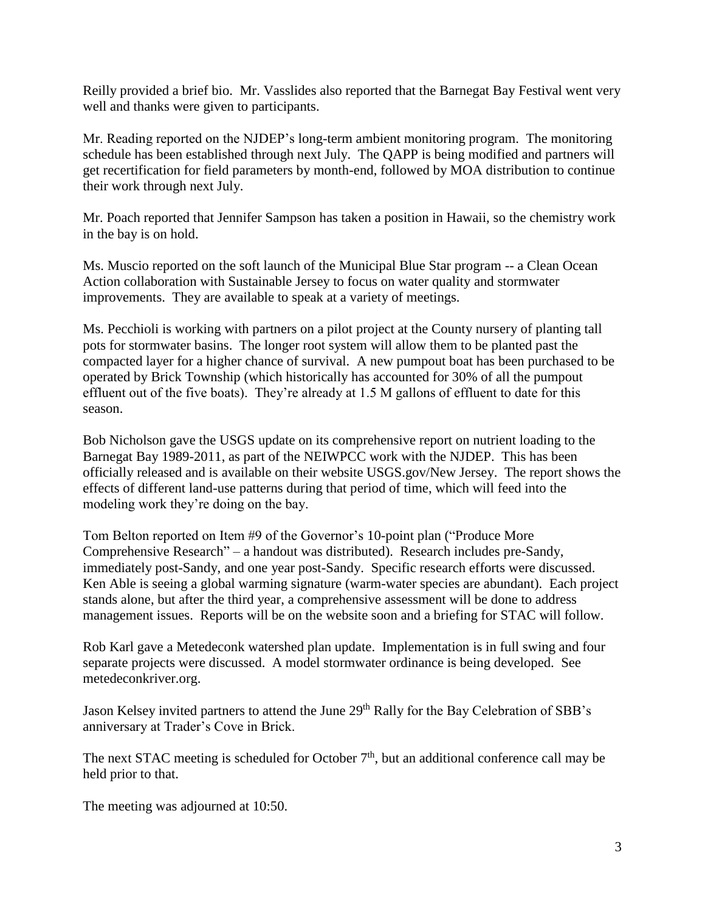Reilly provided a brief bio. Mr. Vasslides also reported that the Barnegat Bay Festival went very well and thanks were given to participants.

Mr. Reading reported on the NJDEP's long-term ambient monitoring program. The monitoring schedule has been established through next July. The QAPP is being modified and partners will get recertification for field parameters by month-end, followed by MOA distribution to continue their work through next July.

Mr. Poach reported that Jennifer Sampson has taken a position in Hawaii, so the chemistry work in the bay is on hold.

Ms. Muscio reported on the soft launch of the Municipal Blue Star program -- a Clean Ocean Action collaboration with Sustainable Jersey to focus on water quality and stormwater improvements. They are available to speak at a variety of meetings.

Ms. Pecchioli is working with partners on a pilot project at the County nursery of planting tall pots for stormwater basins. The longer root system will allow them to be planted past the compacted layer for a higher chance of survival. A new pumpout boat has been purchased to be operated by Brick Township (which historically has accounted for 30% of all the pumpout effluent out of the five boats). They're already at 1.5 M gallons of effluent to date for this season.

Bob Nicholson gave the USGS update on its comprehensive report on nutrient loading to the Barnegat Bay 1989-2011, as part of the NEIWPCC work with the NJDEP. This has been officially released and is available on their website USGS.gov/New Jersey. The report shows the effects of different land-use patterns during that period of time, which will feed into the modeling work they're doing on the bay.

Tom Belton reported on Item #9 of the Governor's 10-point plan ("Produce More Comprehensive Research" – a handout was distributed). Research includes pre-Sandy, immediately post-Sandy, and one year post-Sandy. Specific research efforts were discussed. Ken Able is seeing a global warming signature (warm-water species are abundant). Each project stands alone, but after the third year, a comprehensive assessment will be done to address management issues. Reports will be on the website soon and a briefing for STAC will follow.

Rob Karl gave a Metedeconk watershed plan update. Implementation is in full swing and four separate projects were discussed. A model stormwater ordinance is being developed. See metedeconkriver.org.

Jason Kelsey invited partners to attend the June 29th Rally for the Bay Celebration of SBB's anniversary at Trader's Cove in Brick.

The next STAC meeting is scheduled for October 7th, but an additional conference call may be held prior to that.

The meeting was adjourned at 10:50.